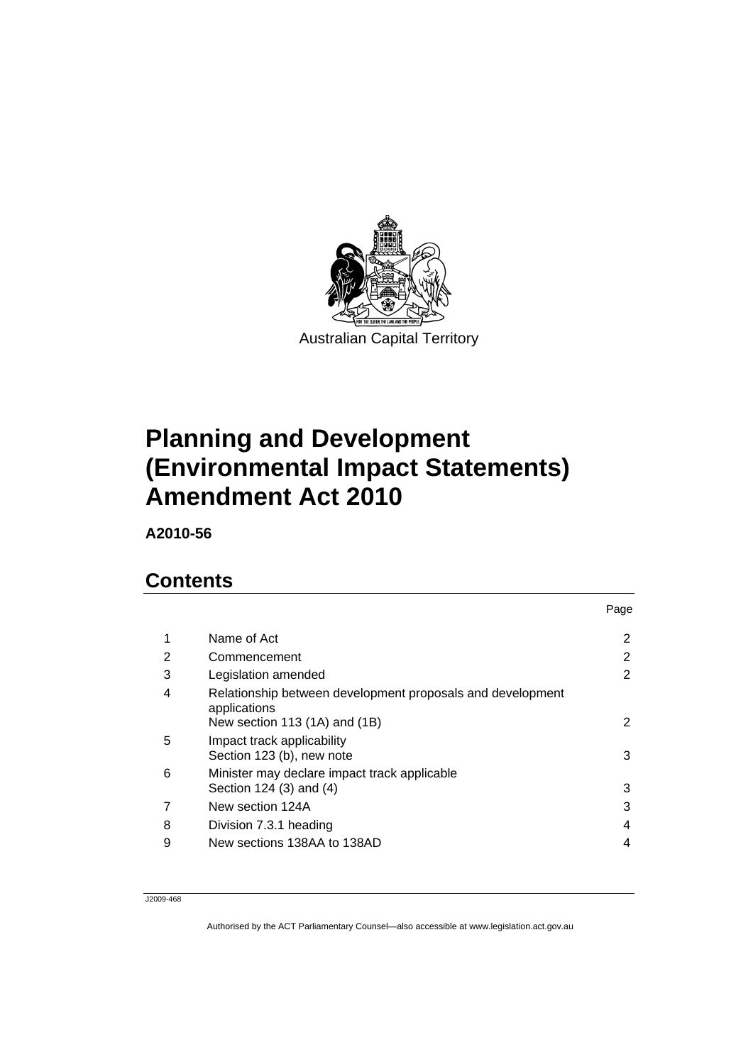Australian Capital Territory

# Planning and Development (Environmental Impact Statements) Amendment Act 2010

**A2010-56**

## Contents

| | | Page |
|---|---|---|
| 1 | Name of Act | 2 |
| 2 | Commencement | 2 |
| 3 | Legislation amended | 2 |
| 4 | Relationship between development proposals and development applications<br>New section 113 (1A) and (1B) | 2 |
| 5 | Impact track applicability<br>Section 123 (b), new note | 3 |
| 6 | Minister may declare impact track applicable<br>Section 124 (3) and (4) | 3 |
| 7 | New section 124A | 3 |
| 8 | Division 7.3.1 heading | 4 |
| 9 | New sections 138AA to 138AD | 4 |

J2009-468

Authorised by the ACT Parliamentary Counsel—also accessible at www.legislation.act.gov.au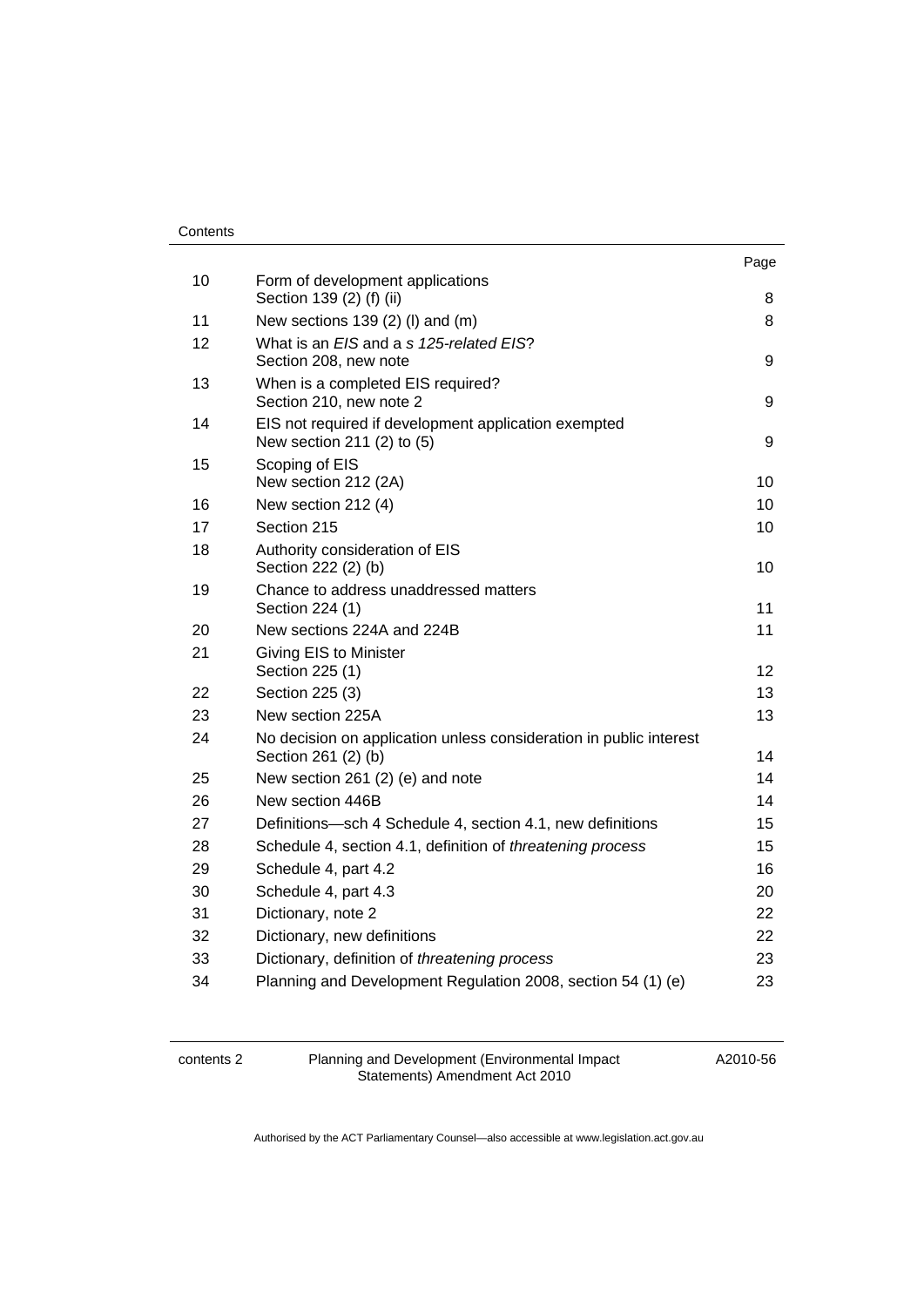| | | Page |
|---|---|---|
| 10 | Form of development applications<br>Section 139 (2) (f) (ii) | 8 |
| 11 | New sections 139 (2) (l) and (m) | 8 |
| 12 | What is an *EIS* and a *s 125-related EIS*?<br>Section 208, new note | 9 |
| 13 | When is a completed EIS required?<br>Section 210, new note 2 | 9 |
| 14 | EIS not required if development application exempted<br>New section 211 (2) to (5) | 9 |
| 15 | Scoping of EIS<br>New section 212 (2A) | 10 |
| 16 | New section 212 (4) | 10 |
| 17 | Section 215 | 10 |
| 18 | Authority consideration of EIS<br>Section 222 (2) (b) | 10 |
| 19 | Chance to address unaddressed matters<br>Section 224 (1) | 11 |
| 20 | New sections 224A and 224B | 11 |
| 21 | Giving EIS to Minister<br>Section 225 (1) | 12 |
| 22 | Section 225 (3) | 13 |
| 23 | New section 225A | 13 |
| 24 | No decision on application unless consideration in public interest<br>Section 261 (2) (b) | 14 |
| 25 | New section 261 (2) (e) and note | 14 |
| 26 | New section 446B | 14 |
| 27 | Definitions—sch 4 Schedule 4, section 4.1, new definitions | 15 |
| 28 | Schedule 4, section 4.1, definition of *threatening process* | 15 |
| 29 | Schedule 4, part 4.2 | 16 |
| 30 | Schedule 4, part 4.3 | 20 |
| 31 | Dictionary, note 2 | 22 |
| 32 | Dictionary, new definitions | 22 |
| 33 | Dictionary, definition of *threatening process* | 23 |
| 34 | Planning and Development Regulation 2008, section 54 (1) (e) | 23 |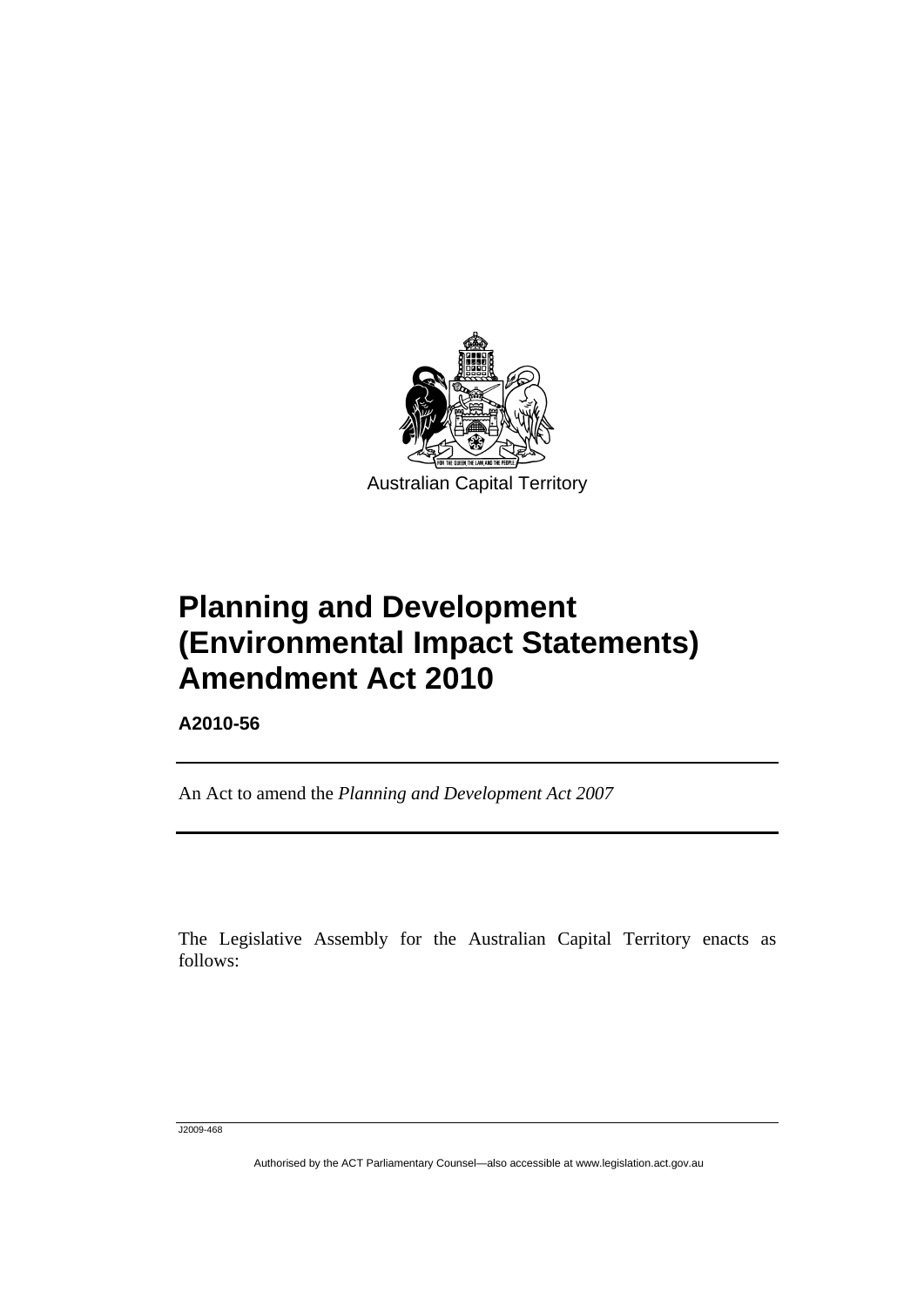Australian Capital Territory

# Planning and Development (Environmental Impact Statements) Amendment Act 2010

**A2010-56**

An Act to amend the *Planning and Development Act 2007*

The Legislative Assembly for the Australian Capital Territory enacts as follows: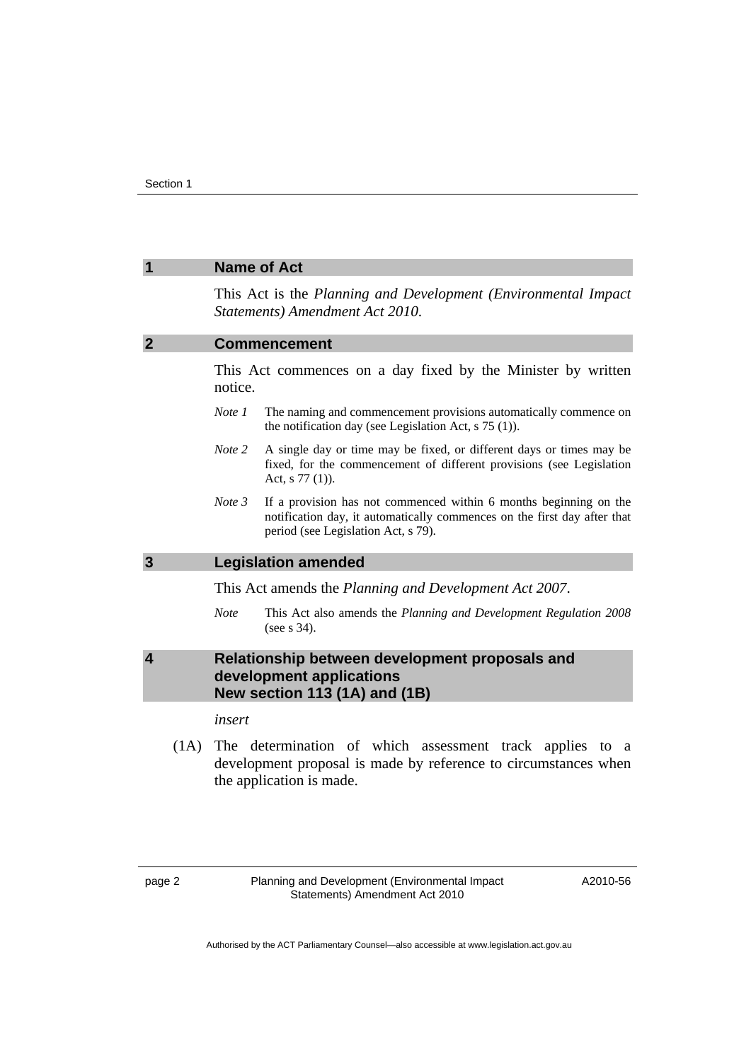## 1 Name of Act

This Act is the *Planning and Development (Environmental Impact Statements) Amendment Act 2010*.

## 2 Commencement

This Act commences on a day fixed by the Minister by written notice.

*Note 1* The naming and commencement provisions automatically commence on the notification day (see Legislation Act, s 75 (1)).

*Note 2* A single day or time may be fixed, or different days or times may be fixed, for the commencement of different provisions (see Legislation Act, s 77 (1)).

*Note 3* If a provision has not commenced within 6 months beginning on the notification day, it automatically commences on the first day after that period (see Legislation Act, s 79).

## 3 Legislation amended

This Act amends the *Planning and Development Act 2007*.

*Note* This Act also amends the *Planning and Development Regulation 2008* (see s 34).

## 4 Relationship between development proposals and development applications New section 113 (1A) and (1B)

*insert*

(1A) The determination of which assessment track applies to a development proposal is made by reference to circumstances when the application is made.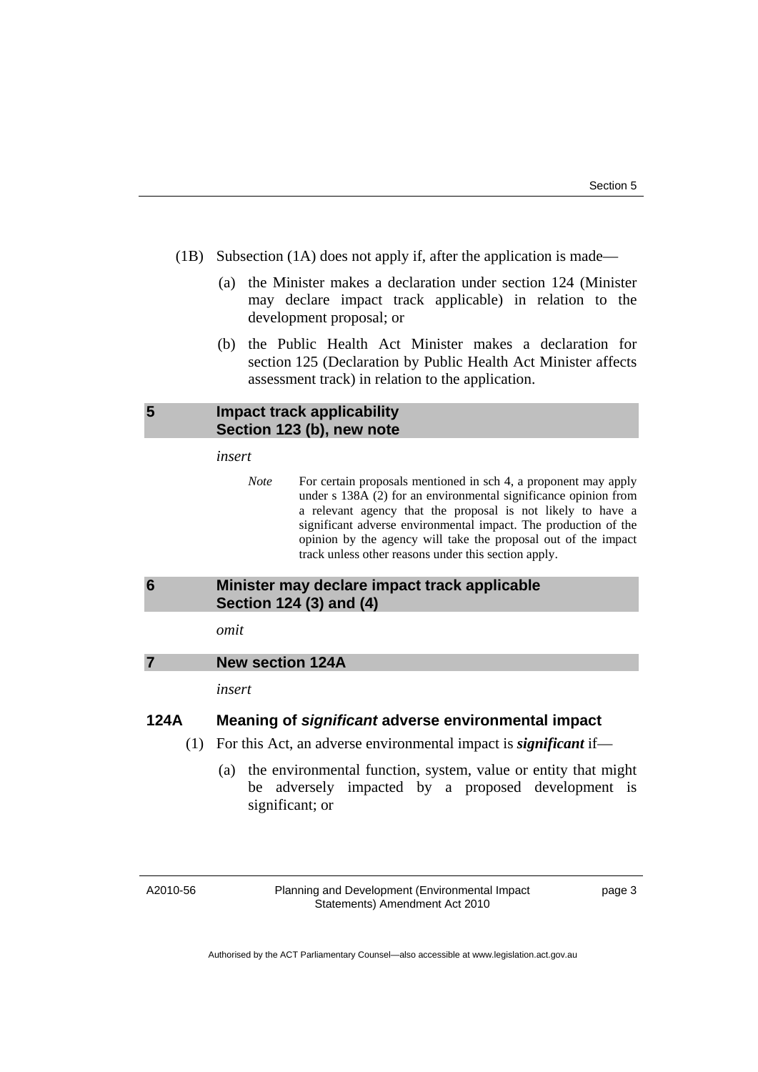(1B) Subsection (1A) does not apply if, after the application is made—

(a) the Minister makes a declaration under section 124 (Minister may declare impact track applicable) in relation to the development proposal; or

(b) the Public Health Act Minister makes a declaration for section 125 (Declaration by Public Health Act Minister affects assessment track) in relation to the application.

## 5 Impact track applicability Section 123 (b), new note

*insert*

> *Note* For certain proposals mentioned in sch 4, a proponent may apply under s 138A (2) for an environmental significance opinion from a relevant agency that the proposal is not likely to have a significant adverse environmental impact. The production of the opinion by the agency will take the proposal out of the impact track unless other reasons under this section apply.

## 6 Minister may declare impact track applicable Section 124 (3) and (4)

*omit*

## 7 New section 124A

*insert*

### 124A Meaning of *significant* adverse environmental impact

(1) For this Act, an adverse environmental impact is ***significant*** if—

(a) the environmental function, system, value or entity that might be adversely impacted by a proposed development is significant; or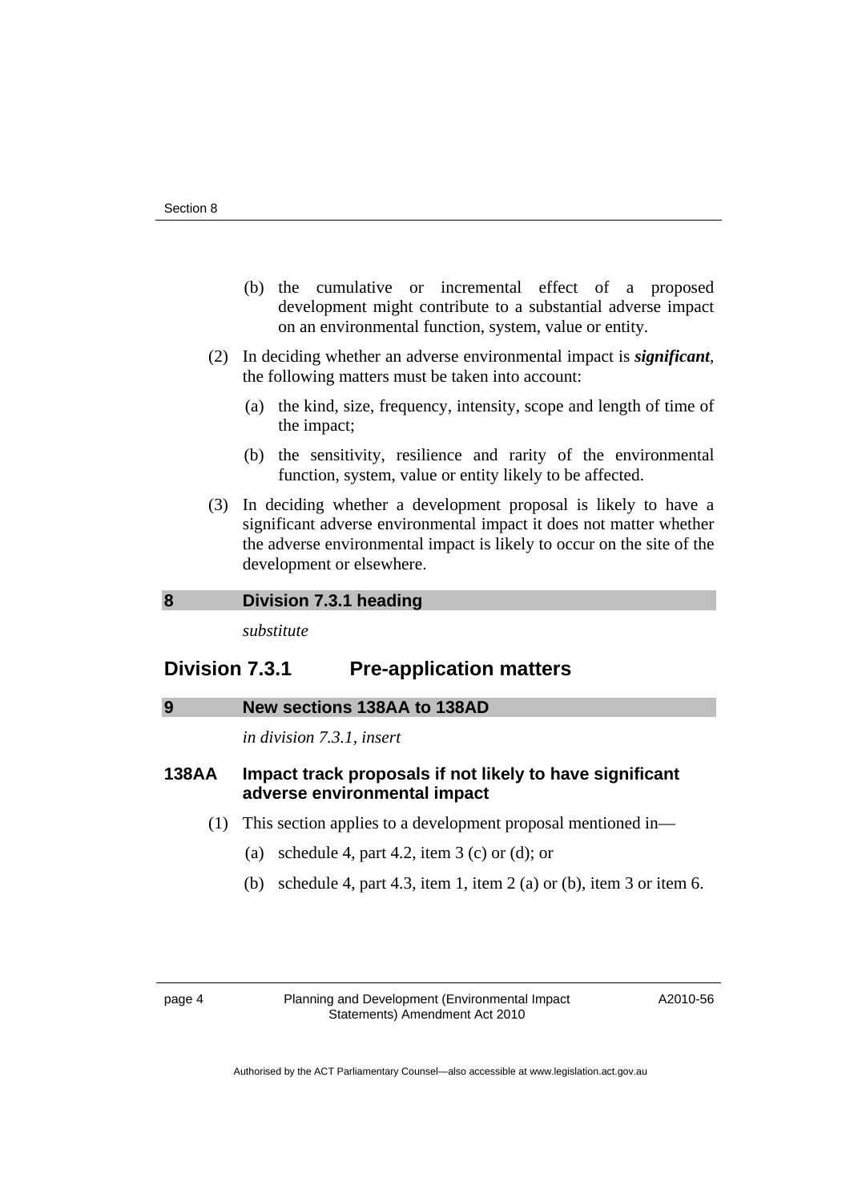(b) the cumulative or incremental effect of a proposed development might contribute to a substantial adverse impact on an environmental function, system, value or entity.

(2) In deciding whether an adverse environmental impact is ***significant***, the following matters must be taken into account:

(a) the kind, size, frequency, intensity, scope and length of time of the impact;

(b) the sensitivity, resilience and rarity of the environmental function, system, value or entity likely to be affected.

(3) In deciding whether a development proposal is likely to have a significant adverse environmental impact it does not matter whether the adverse environmental impact is likely to occur on the site of the development or elsewhere.

## 8 Division 7.3.1 heading

*substitute*

## Division 7.3.1 Pre-application matters

## 9 New sections 138AA to 138AD

*in division 7.3.1, insert*

### 138AA Impact track proposals if not likely to have significant adverse environmental impact

(1) This section applies to a development proposal mentioned in—

(a) schedule 4, part 4.2, item 3 (c) or (d); or

(b) schedule 4, part 4.3, item 1, item 2 (a) or (b), item 3 or item 6.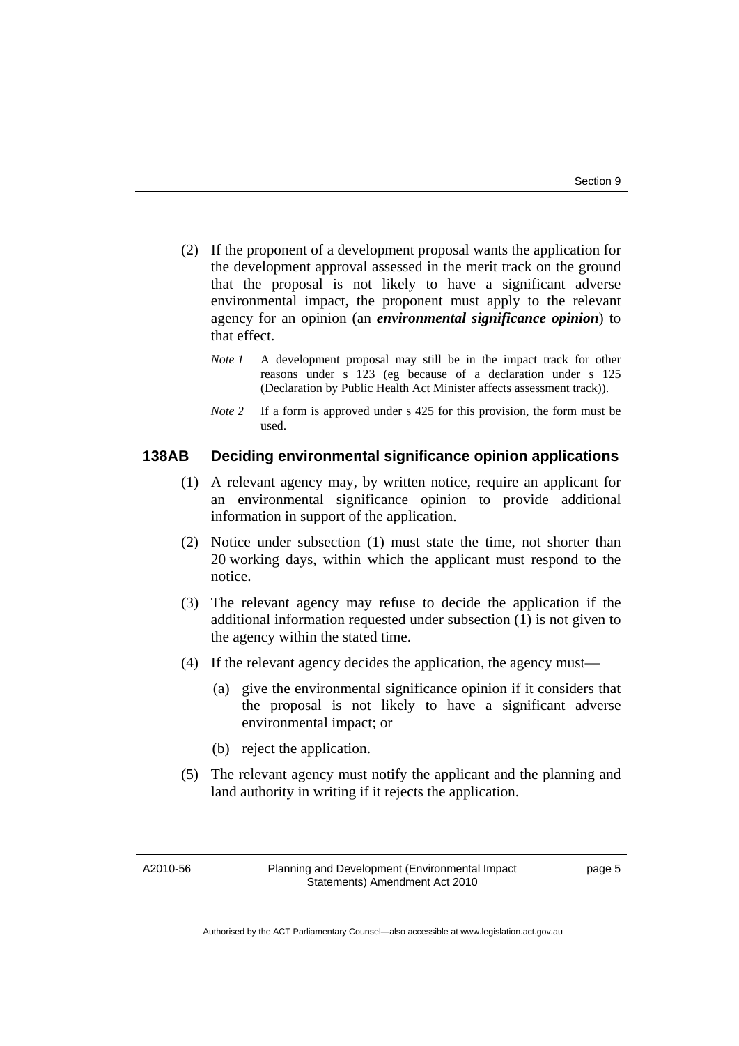(2) If the proponent of a development proposal wants the application for the development approval assessed in the merit track on the ground that the proposal is not likely to have a significant adverse environmental impact, the proponent must apply to the relevant agency for an opinion (an ***environmental significance opinion***) to that effect.

*Note 1* A development proposal may still be in the impact track for other reasons under s 123 (eg because of a declaration under s 125 (Declaration by Public Health Act Minister affects assessment track)).

*Note 2* If a form is approved under s 425 for this provision, the form must be used.

### 138AB Deciding environmental significance opinion applications

(1) A relevant agency may, by written notice, require an applicant for an environmental significance opinion to provide additional information in support of the application.

(2) Notice under subsection (1) must state the time, not shorter than 20 working days, within which the applicant must respond to the notice.

(3) The relevant agency may refuse to decide the application if the additional information requested under subsection (1) is not given to the agency within the stated time.

(4) If the relevant agency decides the application, the agency must—

(a) give the environmental significance opinion if it considers that the proposal is not likely to have a significant adverse environmental impact; or

(b) reject the application.

(5) The relevant agency must notify the applicant and the planning and land authority in writing if it rejects the application.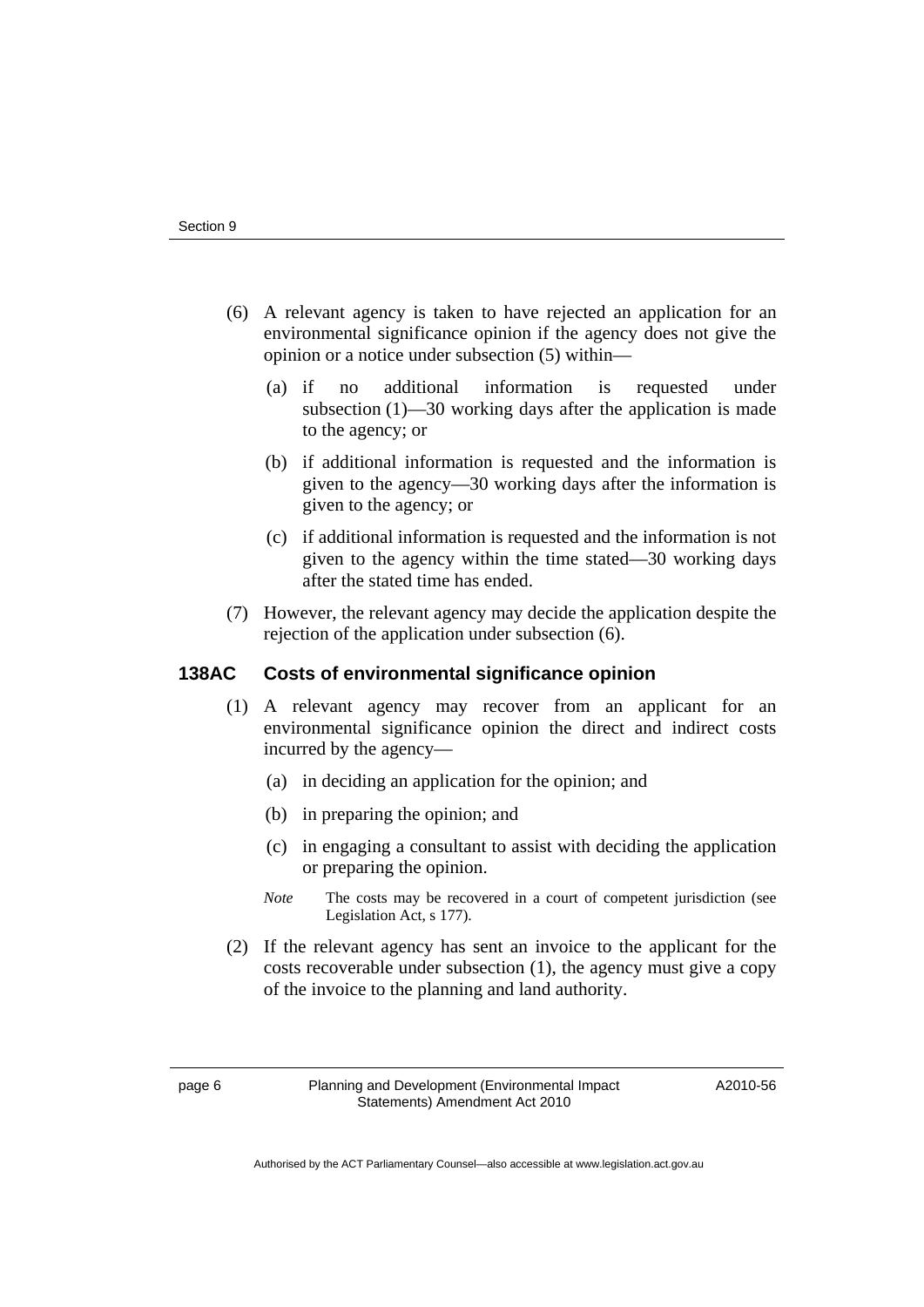(6) A relevant agency is taken to have rejected an application for an environmental significance opinion if the agency does not give the opinion or a notice under subsection (5) within—

(a) if no additional information is requested under subsection (1)—30 working days after the application is made to the agency; or

(b) if additional information is requested and the information is given to the agency—30 working days after the information is given to the agency; or

(c) if additional information is requested and the information is not given to the agency within the time stated—30 working days after the stated time has ended.

(7) However, the relevant agency may decide the application despite the rejection of the application under subsection (6).

### 138AC Costs of environmental significance opinion

(1) A relevant agency may recover from an applicant for an environmental significance opinion the direct and indirect costs incurred by the agency—

(a) in deciding an application for the opinion; and

(b) in preparing the opinion; and

(c) in engaging a consultant to assist with deciding the application or preparing the opinion.

*Note* The costs may be recovered in a court of competent jurisdiction (see Legislation Act, s 177).

(2) If the relevant agency has sent an invoice to the applicant for the costs recoverable under subsection (1), the agency must give a copy of the invoice to the planning and land authority.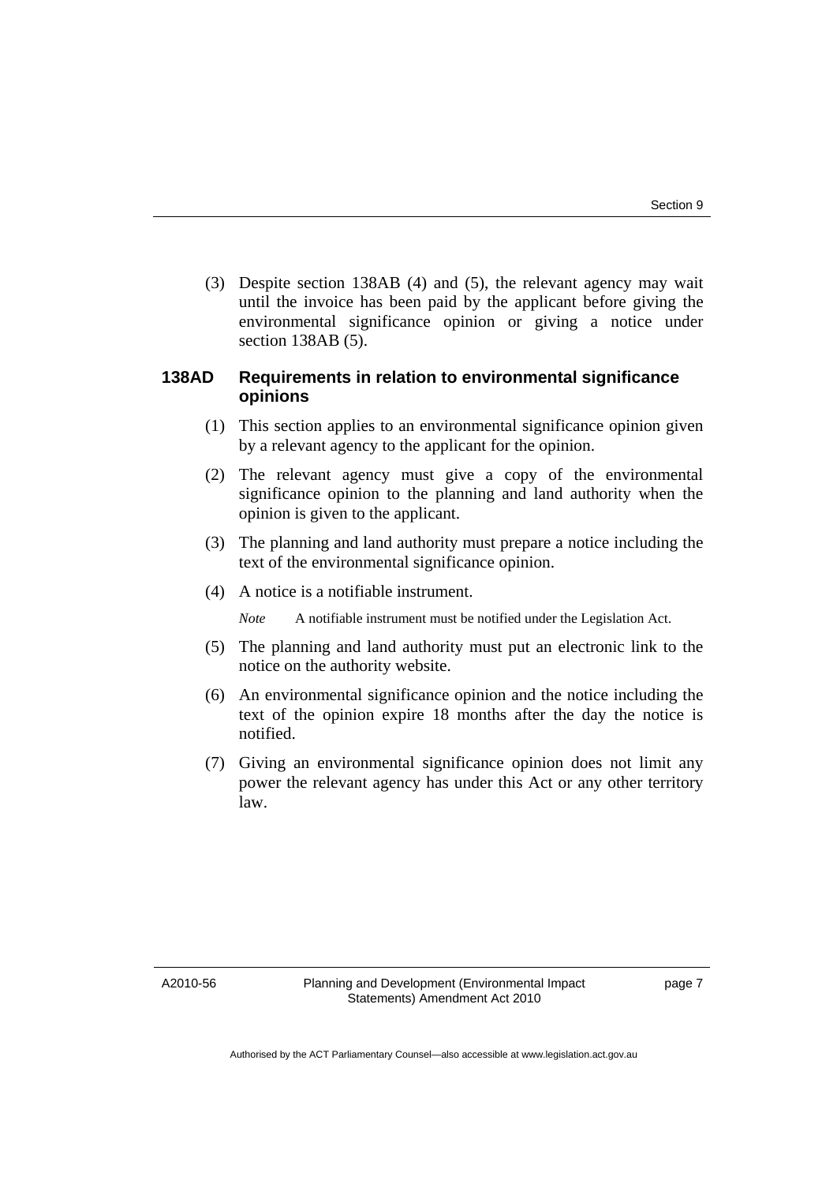(3) Despite section 138AB (4) and (5), the relevant agency may wait until the invoice has been paid by the applicant before giving the environmental significance opinion or giving a notice under section 138AB (5).

### 138AD Requirements in relation to environmental significance opinions

(1) This section applies to an environmental significance opinion given by a relevant agency to the applicant for the opinion.

(2) The relevant agency must give a copy of the environmental significance opinion to the planning and land authority when the opinion is given to the applicant.

(3) The planning and land authority must prepare a notice including the text of the environmental significance opinion.

(4) A notice is a notifiable instrument.

*Note* A notifiable instrument must be notified under the Legislation Act.

(5) The planning and land authority must put an electronic link to the notice on the authority website.

(6) An environmental significance opinion and the notice including the text of the opinion expire 18 months after the day the notice is notified.

(7) Giving an environmental significance opinion does not limit any power the relevant agency has under this Act or any other territory law.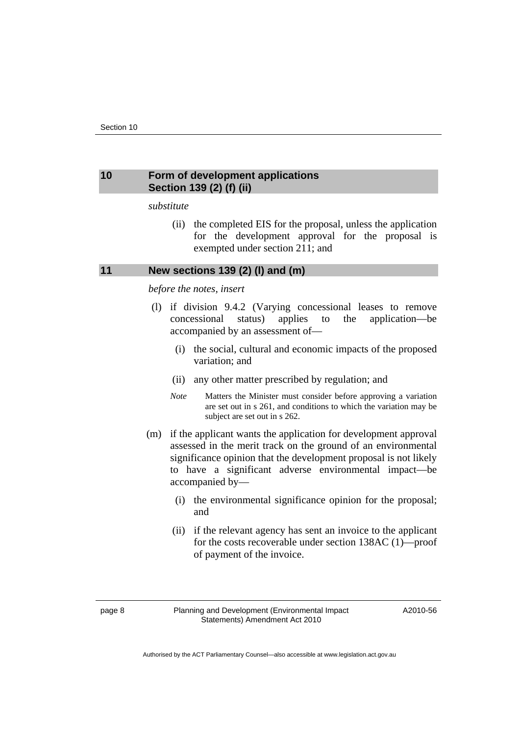## 10 Form of development applications Section 139 (2) (f) (ii)

*substitute*

(ii) the completed EIS for the proposal, unless the application for the development approval for the proposal is exempted under section 211; and

## 11 New sections 139 (2) (l) and (m)

*before the notes, insert*

(l) if division 9.4.2 (Varying concessional leases to remove concessional status) applies to the application—be accompanied by an assessment of—

(i) the social, cultural and economic impacts of the proposed variation; and

(ii) any other matter prescribed by regulation; and

*Note* Matters the Minister must consider before approving a variation are set out in s 261, and conditions to which the variation may be subject are set out in s 262.

(m) if the applicant wants the application for development approval assessed in the merit track on the ground of an environmental significance opinion that the development proposal is not likely to have a significant adverse environmental impact—be accompanied by—

(i) the environmental significance opinion for the proposal; and

(ii) if the relevant agency has sent an invoice to the applicant for the costs recoverable under section 138AC (1)—proof of payment of the invoice.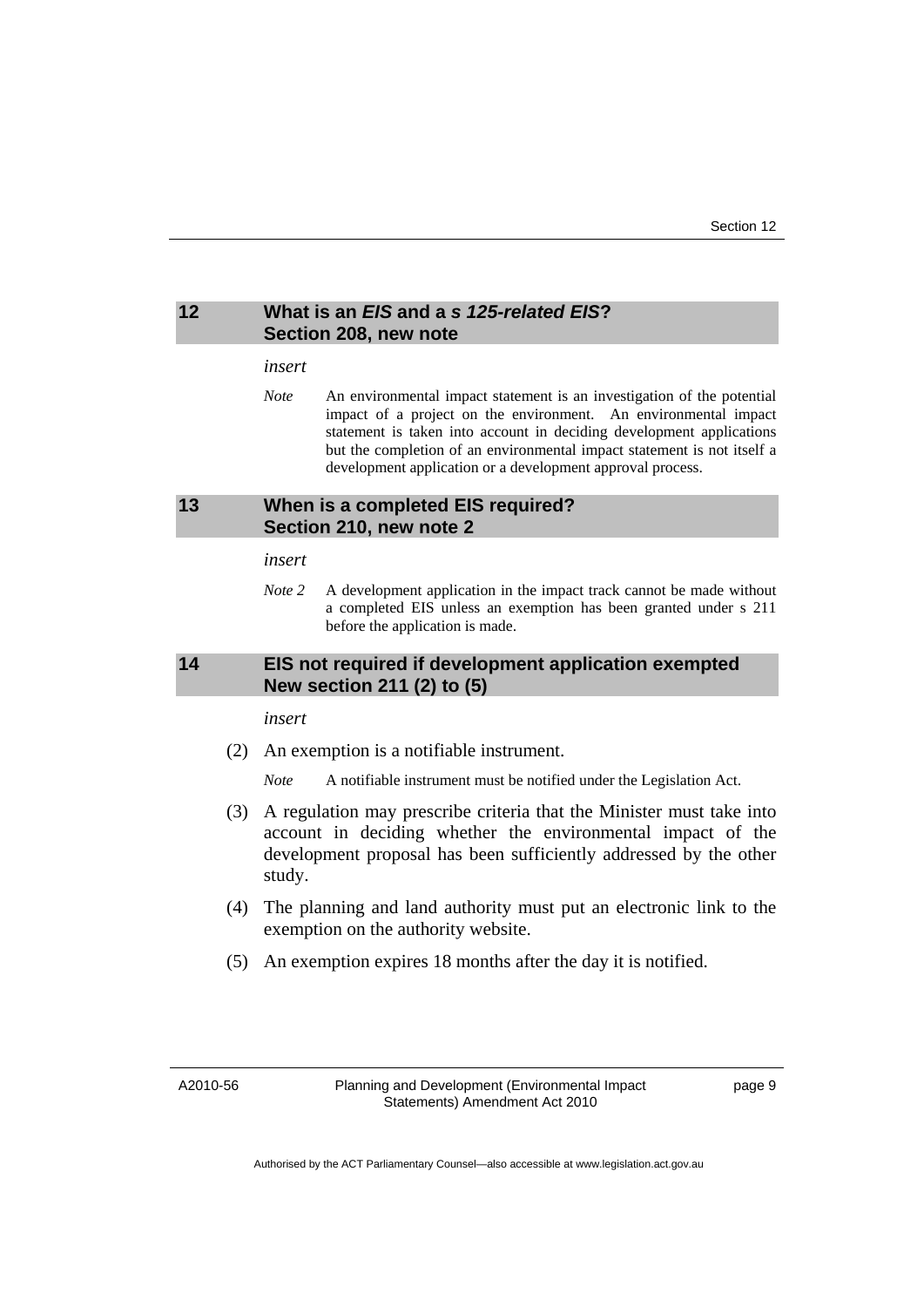## 12 What is an *EIS* and a *s 125-related EIS*? Section 208, new note

*insert*

*Note* An environmental impact statement is an investigation of the potential impact of a project on the environment. An environmental impact statement is taken into account in deciding development applications but the completion of an environmental impact statement is not itself a development application or a development approval process.

## 13 When is a completed EIS required? Section 210, new note 2

*insert*

*Note 2* A development application in the impact track cannot be made without a completed EIS unless an exemption has been granted under s 211 before the application is made.

## 14 EIS not required if development application exempted New section 211 (2) to (5)

*insert*

(2) An exemption is a notifiable instrument.

*Note* A notifiable instrument must be notified under the Legislation Act.

(3) A regulation may prescribe criteria that the Minister must take into account in deciding whether the environmental impact of the development proposal has been sufficiently addressed by the other study.

(4) The planning and land authority must put an electronic link to the exemption on the authority website.

(5) An exemption expires 18 months after the day it is notified.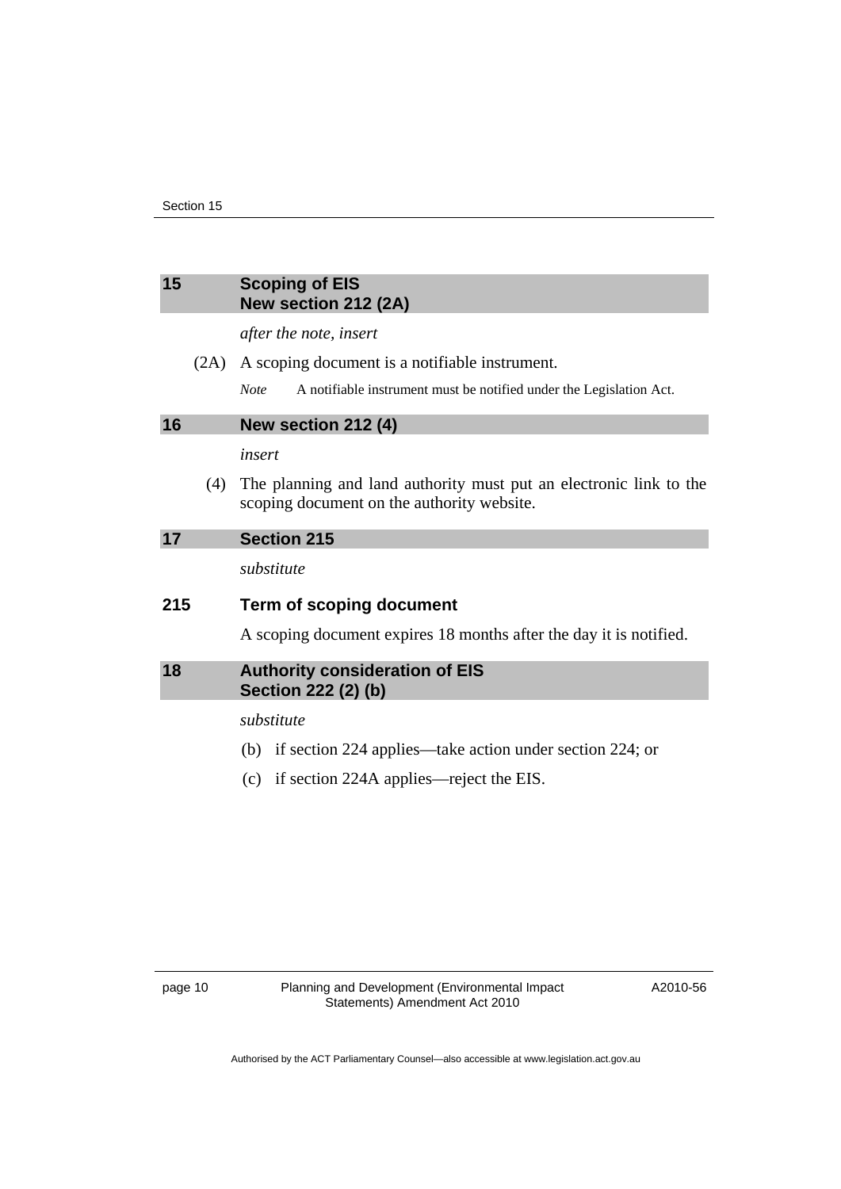## 15 Scoping of EIS New section 212 (2A)

*after the note, insert*

(2A) A scoping document is a notifiable instrument.

*Note* A notifiable instrument must be notified under the Legislation Act.

## 16 New section 212 (4)

*insert*

(4) The planning and land authority must put an electronic link to the scoping document on the authority website.

## 17 Section 215

*substitute*

### 215 Term of scoping document

A scoping document expires 18 months after the day it is notified.

## 18 Authority consideration of EIS Section 222 (2) (b)

*substitute*

(b) if section 224 applies—take action under section 224; or

(c) if section 224A applies—reject the EIS.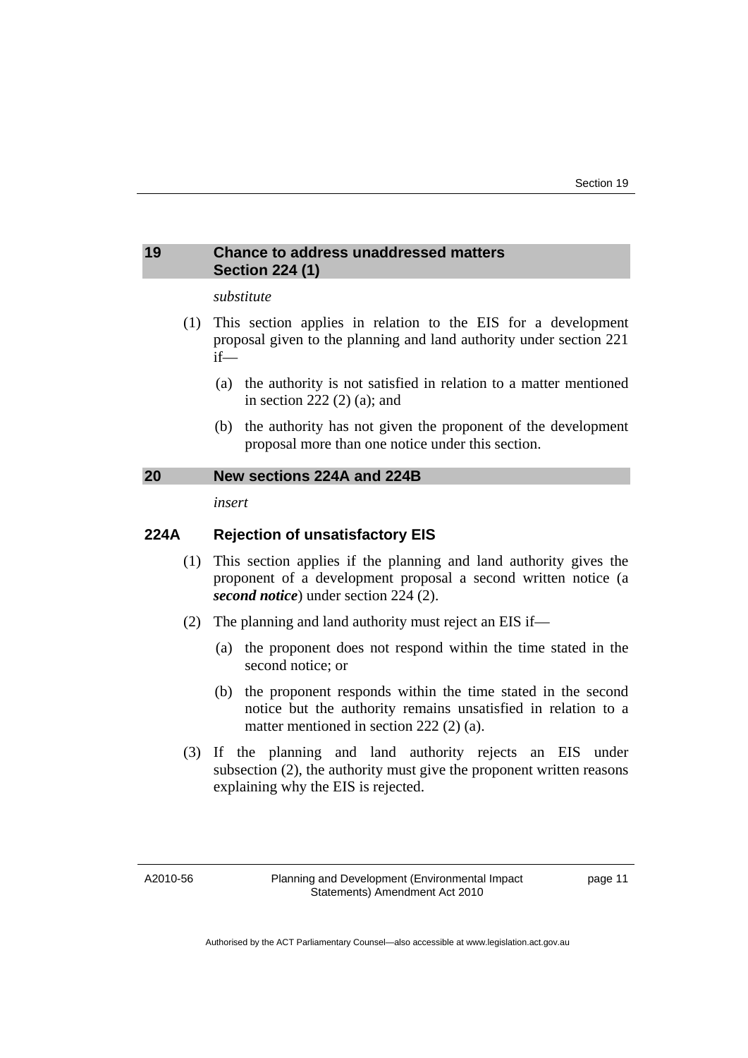## 19 Chance to address unaddressed matters Section 224 (1)

*substitute*

(1) This section applies in relation to the EIS for a development proposal given to the planning and land authority under section 221 if—

(a) the authority is not satisfied in relation to a matter mentioned in section 222 (2) (a); and

(b) the authority has not given the proponent of the development proposal more than one notice under this section.

## 20 New sections 224A and 224B

*insert*

### 224A Rejection of unsatisfactory EIS

(1) This section applies if the planning and land authority gives the proponent of a development proposal a second written notice (a ***second notice***) under section 224 (2).

(2) The planning and land authority must reject an EIS if—

(a) the proponent does not respond within the time stated in the second notice; or

(b) the proponent responds within the time stated in the second notice but the authority remains unsatisfied in relation to a matter mentioned in section 222 (2) (a).

(3) If the planning and land authority rejects an EIS under subsection (2), the authority must give the proponent written reasons explaining why the EIS is rejected.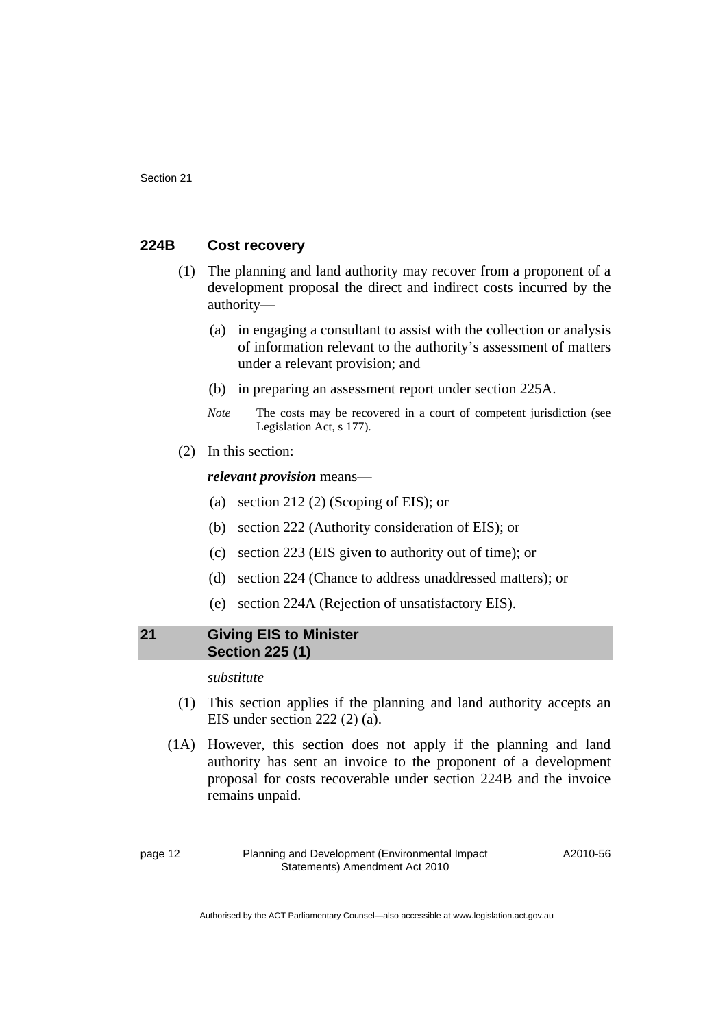### 224B Cost recovery

(1) The planning and land authority may recover from a proponent of a development proposal the direct and indirect costs incurred by the authority—

(a) in engaging a consultant to assist with the collection or analysis of information relevant to the authority's assessment of matters under a relevant provision; and

(b) in preparing an assessment report under section 225A.

*Note* The costs may be recovered in a court of competent jurisdiction (see Legislation Act, s 177).

(2) In this section:

***relevant provision*** means—

(a) section 212 (2) (Scoping of EIS); or

(b) section 222 (Authority consideration of EIS); or

(c) section 223 (EIS given to authority out of time); or

(d) section 224 (Chance to address unaddressed matters); or

(e) section 224A (Rejection of unsatisfactory EIS).

## 21 Giving EIS to Minister Section 225 (1)

*substitute*

(1) This section applies if the planning and land authority accepts an EIS under section 222 (2) (a).

(1A) However, this section does not apply if the planning and land authority has sent an invoice to the proponent of a development proposal for costs recoverable under section 224B and the invoice remains unpaid.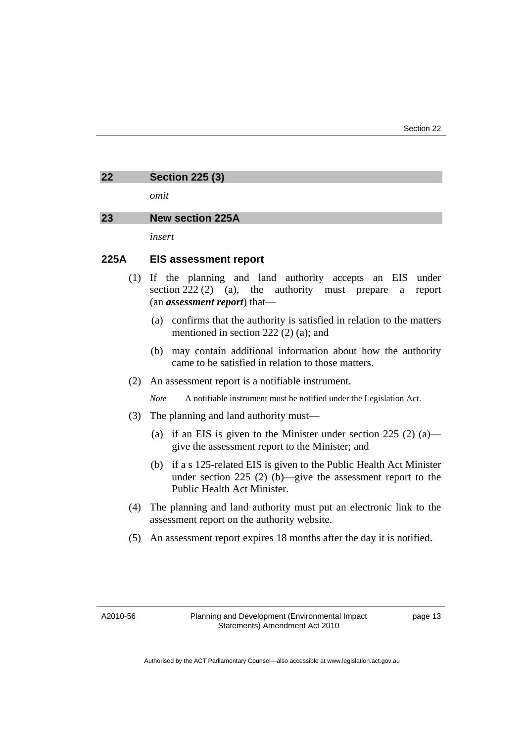## 22 Section 225 (3)

*omit*

## 23 New section 225A

*insert*

### 225A EIS assessment report

(1) If the planning and land authority accepts an EIS under section 222 (2) (a), the authority must prepare a report (an ***assessment report***) that—

(a) confirms that the authority is satisfied in relation to the matters mentioned in section 222 (2) (a); and

(b) may contain additional information about how the authority came to be satisfied in relation to those matters.

(2) An assessment report is a notifiable instrument.

*Note* A notifiable instrument must be notified under the Legislation Act.

(3) The planning and land authority must—

(a) if an EIS is given to the Minister under section 225 (2) (a)—give the assessment report to the Minister; and

(b) if a s 125-related EIS is given to the Public Health Act Minister under section 225 (2) (b)—give the assessment report to the Public Health Act Minister.

(4) The planning and land authority must put an electronic link to the assessment report on the authority website.

(5) An assessment report expires 18 months after the day it is notified.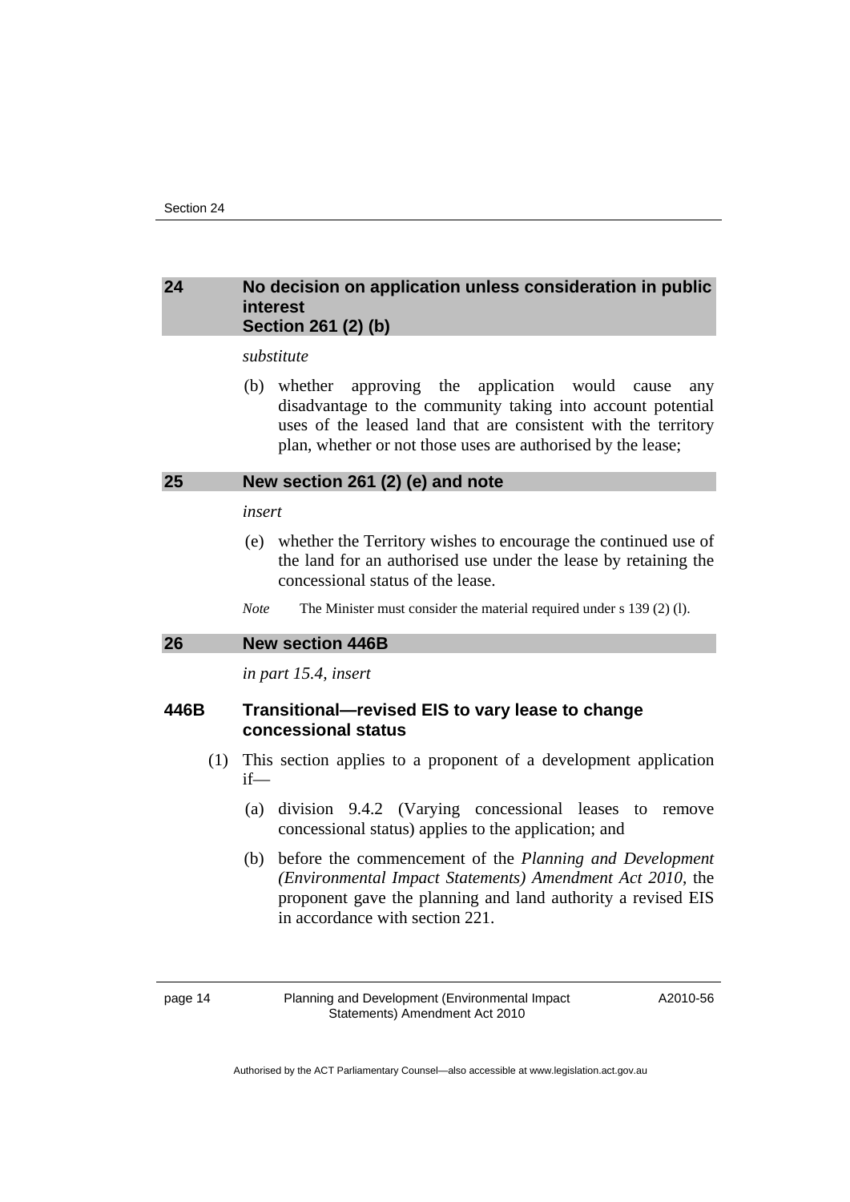## 24 No decision on application unless consideration in public interest Section 261 (2) (b)

*substitute*

(b) whether approving the application would cause any disadvantage to the community taking into account potential uses of the leased land that are consistent with the territory plan, whether or not those uses are authorised by the lease;

## 25 New section 261 (2) (e) and note

*insert*

(e) whether the Territory wishes to encourage the continued use of the land for an authorised use under the lease by retaining the concessional status of the lease.

*Note* The Minister must consider the material required under s 139 (2) (l).

## 26 New section 446B

*in part 15.4, insert*

### 446B Transitional—revised EIS to vary lease to change concessional status

(1) This section applies to a proponent of a development application if—

(a) division 9.4.2 (Varying concessional leases to remove concessional status) applies to the application; and

(b) before the commencement of the *Planning and Development (Environmental Impact Statements) Amendment Act 2010*, the proponent gave the planning and land authority a revised EIS in accordance with section 221.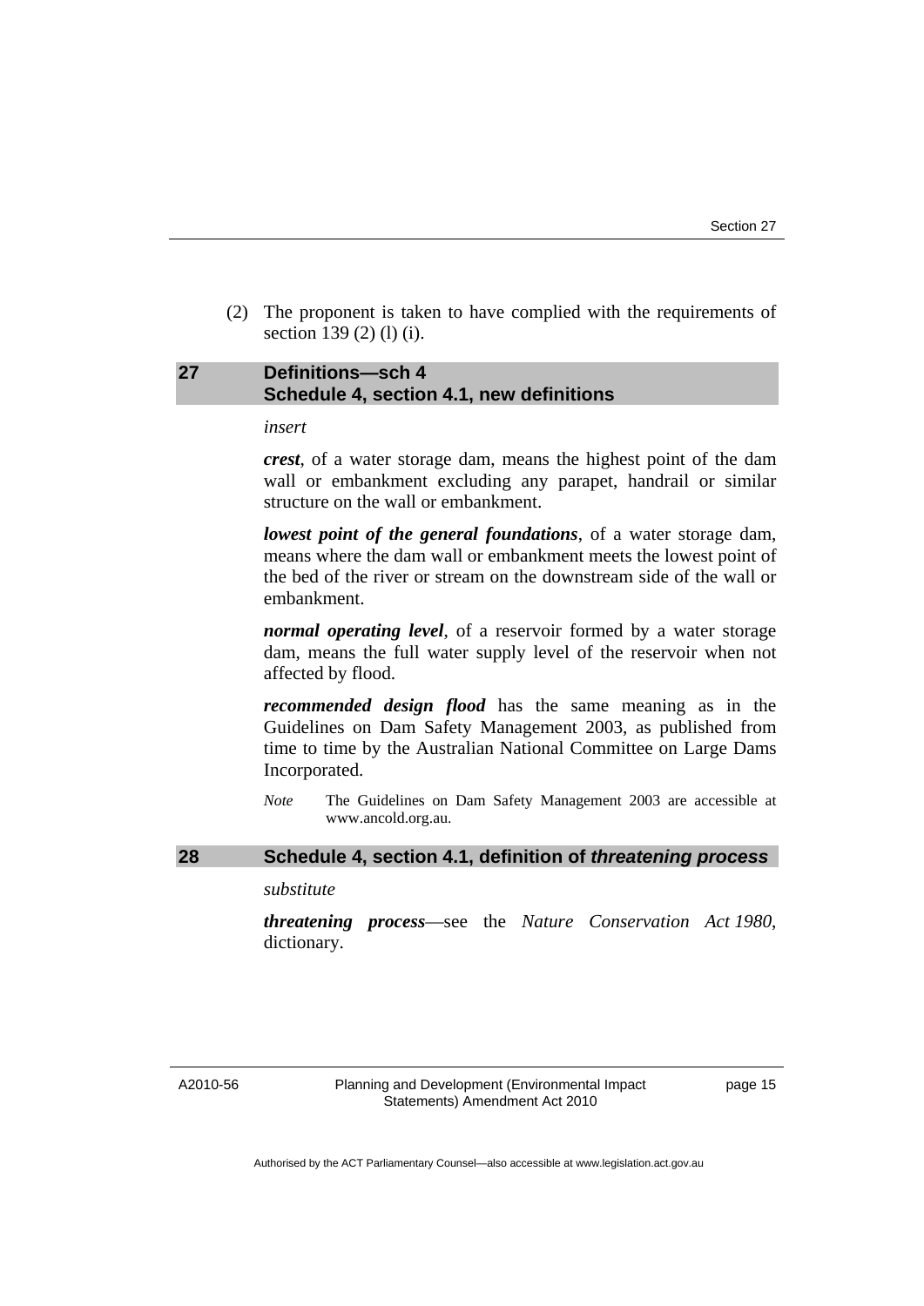(2) The proponent is taken to have complied with the requirements of section 139 (2) (l) (i).

## 27 Definitions—sch 4 Schedule 4, section 4.1, new definitions

*insert*

***crest***, of a water storage dam, means the highest point of the dam wall or embankment excluding any parapet, handrail or similar structure on the wall or embankment.

***lowest point of the general foundations***, of a water storage dam, means where the dam wall or embankment meets the lowest point of the bed of the river or stream on the downstream side of the wall or embankment.

***normal operating level***, of a reservoir formed by a water storage dam, means the full water supply level of the reservoir when not affected by flood.

***recommended design flood*** has the same meaning as in the Guidelines on Dam Safety Management 2003, as published from time to time by the Australian National Committee on Large Dams Incorporated.

*Note* The Guidelines on Dam Safety Management 2003 are accessible at www.ancold.org.au.

## 28 Schedule 4, section 4.1, definition of *threatening process*

*substitute*

***threatening process***—see the *Nature Conservation Act 1980*, dictionary.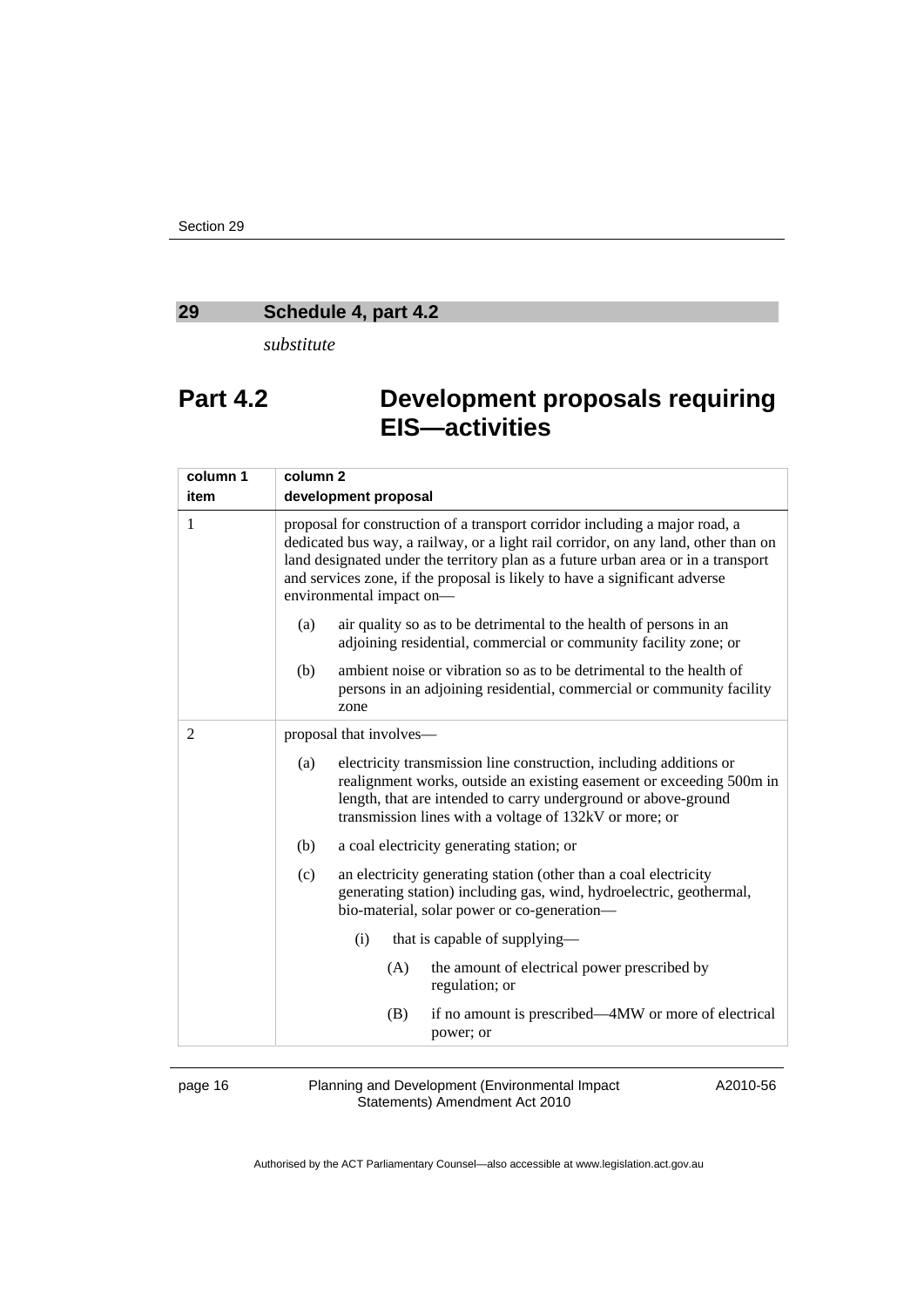## 29 Schedule 4, part 4.2

*substitute*

# Part 4.2 Development proposals requiring EIS—activities

| column 1<br>item | column 2<br>development proposal |
|---|---|
| 1 | proposal for construction of a transport corridor including a major road, a dedicated bus way, a railway, or a light rail corridor, on any land, other than on land designated under the territory plan as a future urban area or in a transport and services zone, if the proposal is likely to have a significant adverse environmental impact on—<br>(a) air quality so as to be detrimental to the health of persons in an adjoining residential, commercial or community facility zone; or<br>(b) ambient noise or vibration so as to be detrimental to the health of persons in an adjoining residential, commercial or community facility zone |
| 2 | proposal that involves—<br>(a) electricity transmission line construction, including additions or realignment works, outside an existing easement or exceeding 500m in length, that are intended to carry underground or above-ground transmission lines with a voltage of 132kV or more; or<br>(b) a coal electricity generating station; or<br>(c) an electricity generating station (other than a coal electricity generating station) including gas, wind, hydroelectric, geothermal, bio-material, solar power or co-generation—<br>(i) that is capable of supplying—<br>(A) the amount of electrical power prescribed by regulation; or<br>(B) if no amount is prescribed—4MW or more of electrical power; or |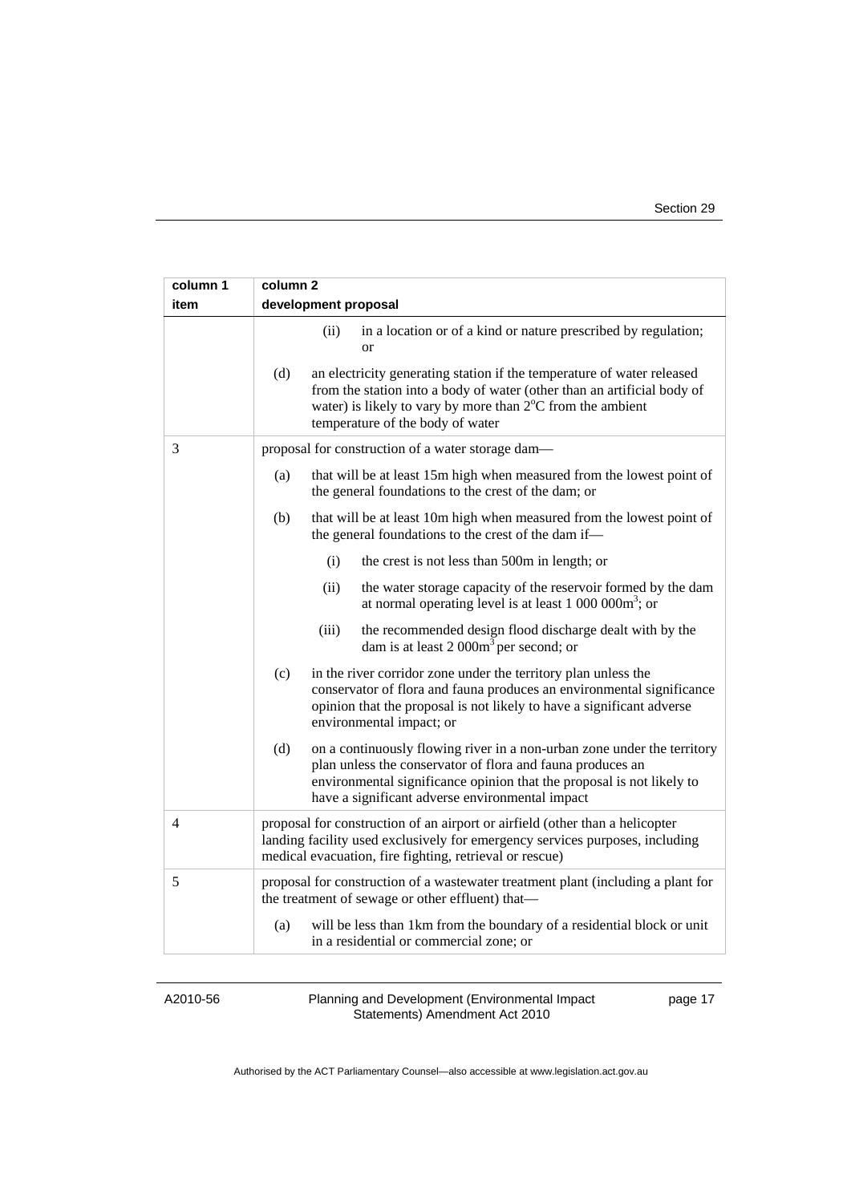| column 1<br>item | column 2<br>development proposal |
|---|---|
| | (ii) in a location or of a kind or nature prescribed by regulation; or |
| | (d) an electricity generating station if the temperature of water released from the station into a body of water (other than an artificial body of water) is likely to vary by more than 2°C from the ambient temperature of the body of water |
| 3 | proposal for construction of a water storage dam— |
| | (a) that will be at least 15m high when measured from the lowest point of the general foundations to the crest of the dam; or |
| | (b) that will be at least 10m high when measured from the lowest point of the general foundations to the crest of the dam if— |
| | (i) the crest is not less than 500m in length; or |
| | (ii) the water storage capacity of the reservoir formed by the dam at normal operating level is at least 1 000 000$m^3$; or |
| | (iii) the recommended design flood discharge dealt with by the dam is at least 2 000$m^3$ per second; or |
| | (c) in the river corridor zone under the territory plan unless the conservator of flora and fauna produces an environmental significance opinion that the proposal is not likely to have a significant adverse environmental impact; or |
| | (d) on a continuously flowing river in a non-urban zone under the territory plan unless the conservator of flora and fauna produces an environmental significance opinion that the proposal is not likely to have a significant adverse environmental impact |
| 4 | proposal for construction of an airport or airfield (other than a helicopter landing facility used exclusively for emergency services purposes, including medical evacuation, fire fighting, retrieval or rescue) |
| 5 | proposal for construction of a wastewater treatment plant (including a plant for the treatment of sewage or other effluent) that— |
| | (a) will be less than 1km from the boundary of a residential block or unit in a residential or commercial zone; or |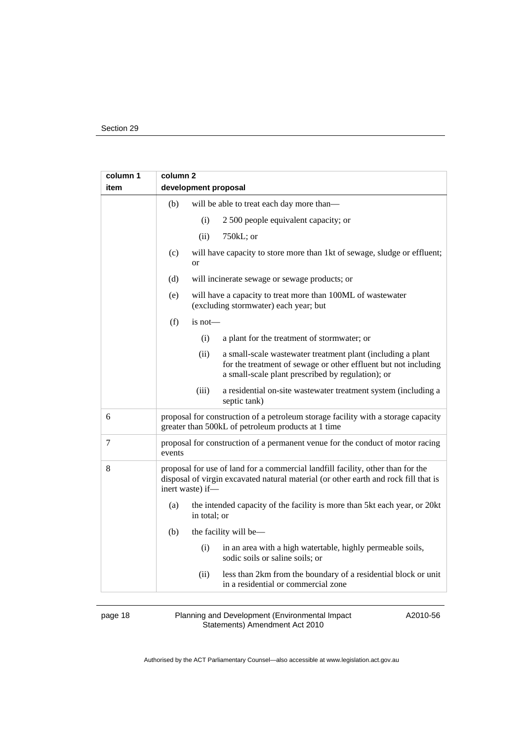| column 1 item | column 2 development proposal |
|---|---|
| | (b) will be able to treat each day more than— |
| | (i) 2 500 people equivalent capacity; or |
| | (ii) 750kL; or |
| | (c) will have capacity to store more than 1kt of sewage, sludge or effluent; or |
| | (d) will incinerate sewage or sewage products; or |
| | (e) will have a capacity to treat more than 100ML of wastewater (excluding stormwater) each year; but |
| | (f) is not— |
| | (i) a plant for the treatment of stormwater; or |
| | (ii) a small-scale wastewater treatment plant (including a plant for the treatment of sewage or other effluent but not including a small-scale plant prescribed by regulation); or |
| | (iii) a residential on-site wastewater treatment system (including a septic tank) |
| 6 | proposal for construction of a petroleum storage facility with a storage capacity greater than 500kL of petroleum products at 1 time |
| 7 | proposal for construction of a permanent venue for the conduct of motor racing events |
| 8 | proposal for use of land for a commercial landfill facility, other than for the disposal of virgin excavated natural material (or other earth and rock fill that is inert waste) if— |
| | (a) the intended capacity of the facility is more than 5kt each year, or 20kt in total; or |
| | (b) the facility will be— |
| | (i) in an area with a high watertable, highly permeable soils, sodic soils or saline soils; or |
| | (ii) less than 2km from the boundary of a residential block or unit in a residential or commercial zone |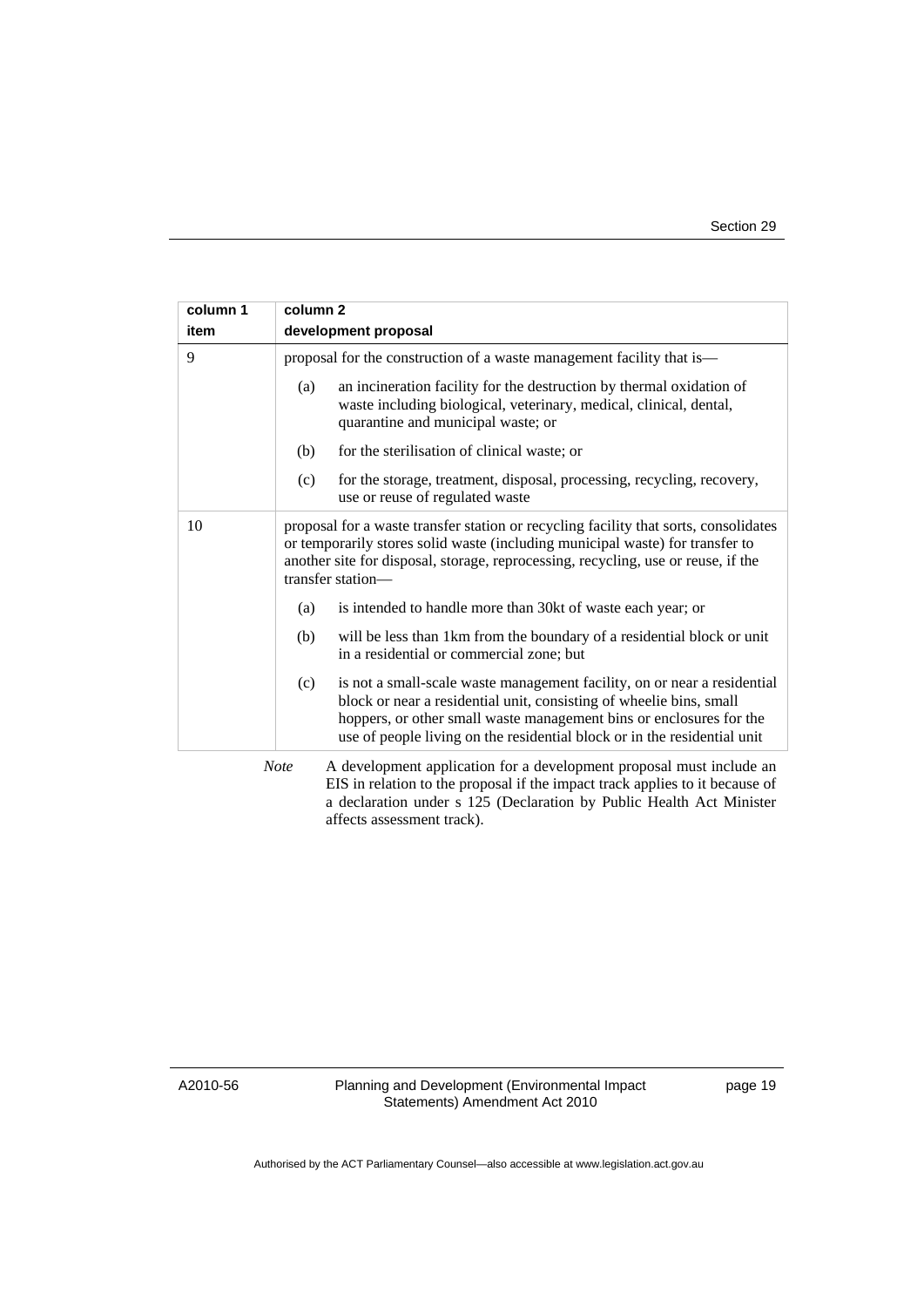| column 1<br>item | column 2<br>development proposal |
|---|---|
| 9 | proposal for the construction of a waste management facility that is—<br>(a) an incineration facility for the destruction by thermal oxidation of waste including biological, veterinary, medical, clinical, dental, quarantine and municipal waste; or<br>(b) for the sterilisation of clinical waste; or<br>(c) for the storage, treatment, disposal, processing, recycling, recovery, use or reuse of regulated waste |
| 10 | proposal for a waste transfer station or recycling facility that sorts, consolidates or temporarily stores solid waste (including municipal waste) for transfer to another site for disposal, storage, reprocessing, recycling, use or reuse, if the transfer station—<br>(a) is intended to handle more than 30kt of waste each year; or<br>(b) will be less than 1km from the boundary of a residential block or unit in a residential or commercial zone; but<br>(c) is not a small-scale waste management facility, on or near a residential block or near a residential unit, consisting of wheelie bins, small hoppers, or other small waste management bins or enclosures for the use of people living on the residential block or in the residential unit |

*Note* A development application for a development proposal must include an EIS in relation to the proposal if the impact track applies to it because of a declaration under s 125 (Declaration by Public Health Act Minister affects assessment track).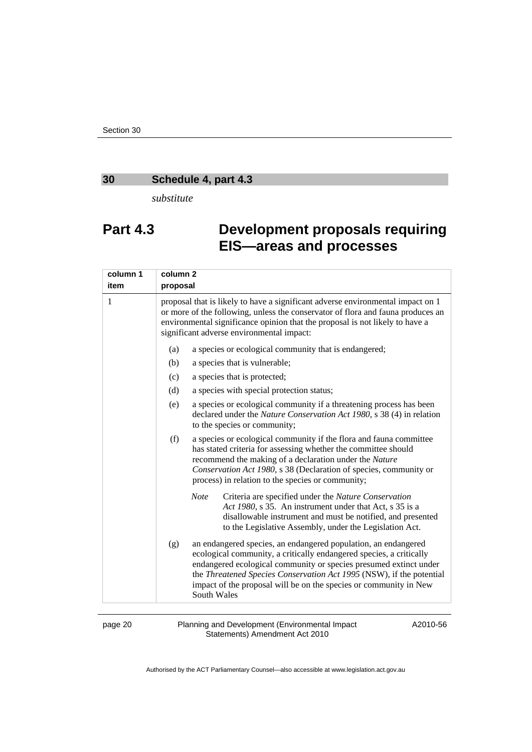## 30 Schedule 4, part 4.3

*substitute*

# Part 4.3 Development proposals requiring EIS—areas and processes

| column 1 item | column 2 proposal |
|---|---|
| 1 | proposal that is likely to have a significant adverse environmental impact on 1 or more of the following, unless the conservator of flora and fauna produces an environmental significance opinion that the proposal is not likely to have a significant adverse environmental impact:<br><br>(a) a species or ecological community that is endangered;<br>(b) a species that is vulnerable;<br>(c) a species that is protected;<br>(d) a species with special protection status;<br>(e) a species or ecological community if a threatening process has been declared under the *Nature Conservation Act 1980*, s 38 (4) in relation to the species or community;<br>(f) a species or ecological community if the flora and fauna committee has stated criteria for assessing whether the committee should recommend the making of a declaration under the *Nature Conservation Act 1980*, s 38 (Declaration of species, community or process) in relation to the species or community;<br><br>*Note* Criteria are specified under the *Nature Conservation Act 1980*, s 35. An instrument under that Act, s 35 is a disallowable instrument and must be notified, and presented to the Legislative Assembly, under the Legislation Act.<br><br>(g) an endangered species, an endangered population, an endangered ecological community, a critically endangered species, a critically endangered ecological community or species presumed extinct under the *Threatened Species Conservation Act 1995* (NSW), if the potential impact of the proposal will be on the species or community in New South Wales |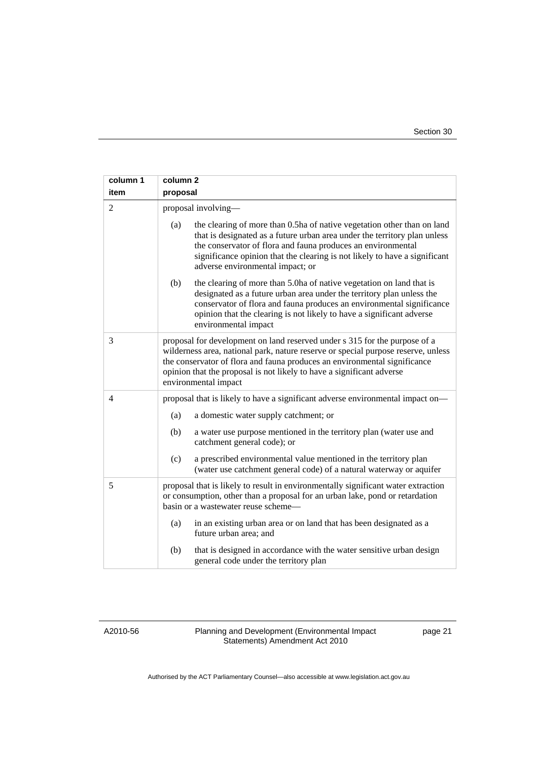| column 1<br>item | column 2<br>proposal |
| --- | --- |
| 2 | proposal involving—<br>(a) the clearing of more than 0.5ha of native vegetation other than on land that is designated as a future urban area under the territory plan unless the conservator of flora and fauna produces an environmental significance opinion that the clearing is not likely to have a significant adverse environmental impact; or<br>(b) the clearing of more than 5.0ha of native vegetation on land that is designated as a future urban area under the territory plan unless the conservator of flora and fauna produces an environmental significance opinion that the clearing is not likely to have a significant adverse environmental impact |
| 3 | proposal for development on land reserved under s 315 for the purpose of a wilderness area, national park, nature reserve or special purpose reserve, unless the conservator of flora and fauna produces an environmental significance opinion that the proposal is not likely to have a significant adverse environmental impact |
| 4 | proposal that is likely to have a significant adverse environmental impact on—<br>(a) a domestic water supply catchment; or<br>(b) a water use purpose mentioned in the territory plan (water use and catchment general code); or<br>(c) a prescribed environmental value mentioned in the territory plan (water use catchment general code) of a natural waterway or aquifer |
| 5 | proposal that is likely to result in environmentally significant water extraction or consumption, other than a proposal for an urban lake, pond or retardation basin or a wastewater reuse scheme—<br>(a) in an existing urban area or on land that has been designated as a future urban area; and<br>(b) that is designed in accordance with the water sensitive urban design general code under the territory plan |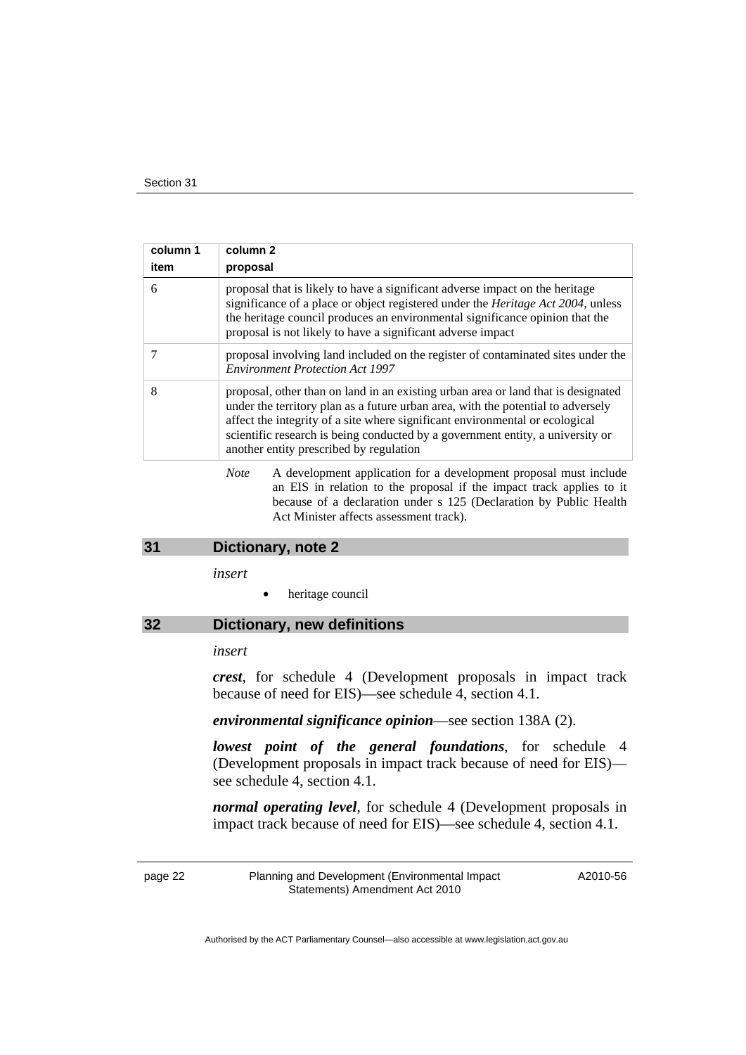| column 1 item | column 2 proposal |
|---|---|
| 6 | proposal that is likely to have a significant adverse impact on the heritage significance of a place or object registered under the *Heritage Act 2004*, unless the heritage council produces an environmental significance opinion that the proposal is not likely to have a significant adverse impact |
| 7 | proposal involving land included on the register of contaminated sites under the *Environment Protection Act 1997* |
| 8 | proposal, other than on land in an existing urban area or land that is designated under the territory plan as a future urban area, with the potential to adversely affect the integrity of a site where significant environmental or ecological scientific research is being conducted by a government entity, a university or another entity prescribed by regulation |

*Note* A development application for a development proposal must include an EIS in relation to the proposal if the impact track applies to it because of a declaration under s 125 (Declaration by Public Health Act Minister affects assessment track).

## 31 Dictionary, note 2

*insert*

- heritage council

## 32 Dictionary, new definitions

*insert*

***crest***, for schedule 4 (Development proposals in impact track because of need for EIS)—see schedule 4, section 4.1.

***environmental significance opinion***—see section 138A (2).

***lowest point of the general foundations***, for schedule 4 (Development proposals in impact track because of need for EIS)—see schedule 4, section 4.1.

***normal operating level***, for schedule 4 (Development proposals in impact track because of need for EIS)—see schedule 4, section 4.1.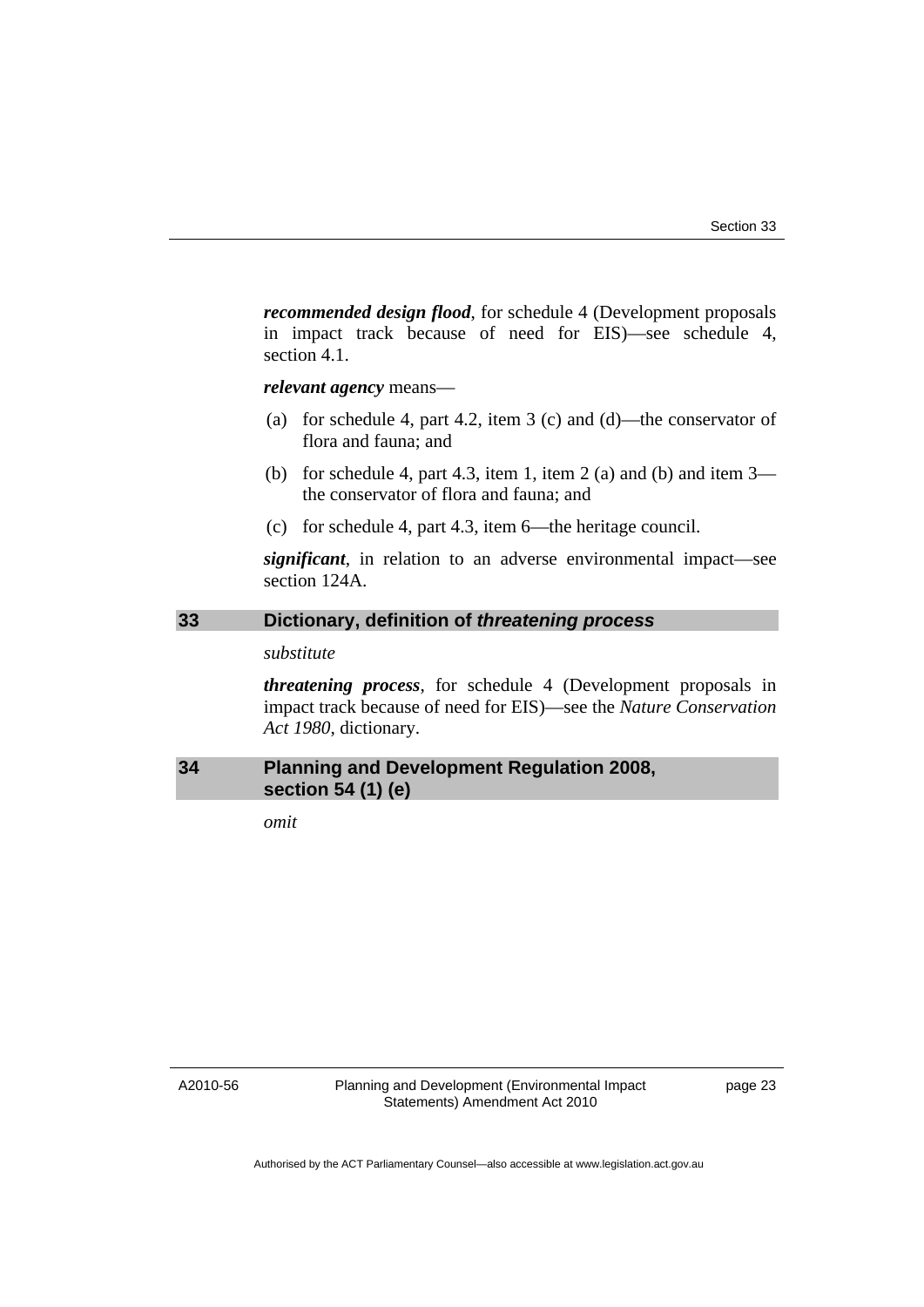***recommended design flood***, for schedule 4 (Development proposals in impact track because of need for EIS)—see schedule 4, section 4.1.

***relevant agency*** means—

(a) for schedule 4, part 4.2, item 3 (c) and (d)—the conservator of flora and fauna; and

(b) for schedule 4, part 4.3, item 1, item 2 (a) and (b) and item 3—the conservator of flora and fauna; and

(c) for schedule 4, part 4.3, item 6—the heritage council.

***significant***, in relation to an adverse environmental impact—see section 124A.

## 33 Dictionary, definition of *threatening process*

*substitute*

***threatening process***, for schedule 4 (Development proposals in impact track because of need for EIS)—see the *Nature Conservation Act 1980*, dictionary.

## 34 Planning and Development Regulation 2008, section 54 (1) (e)

*omit*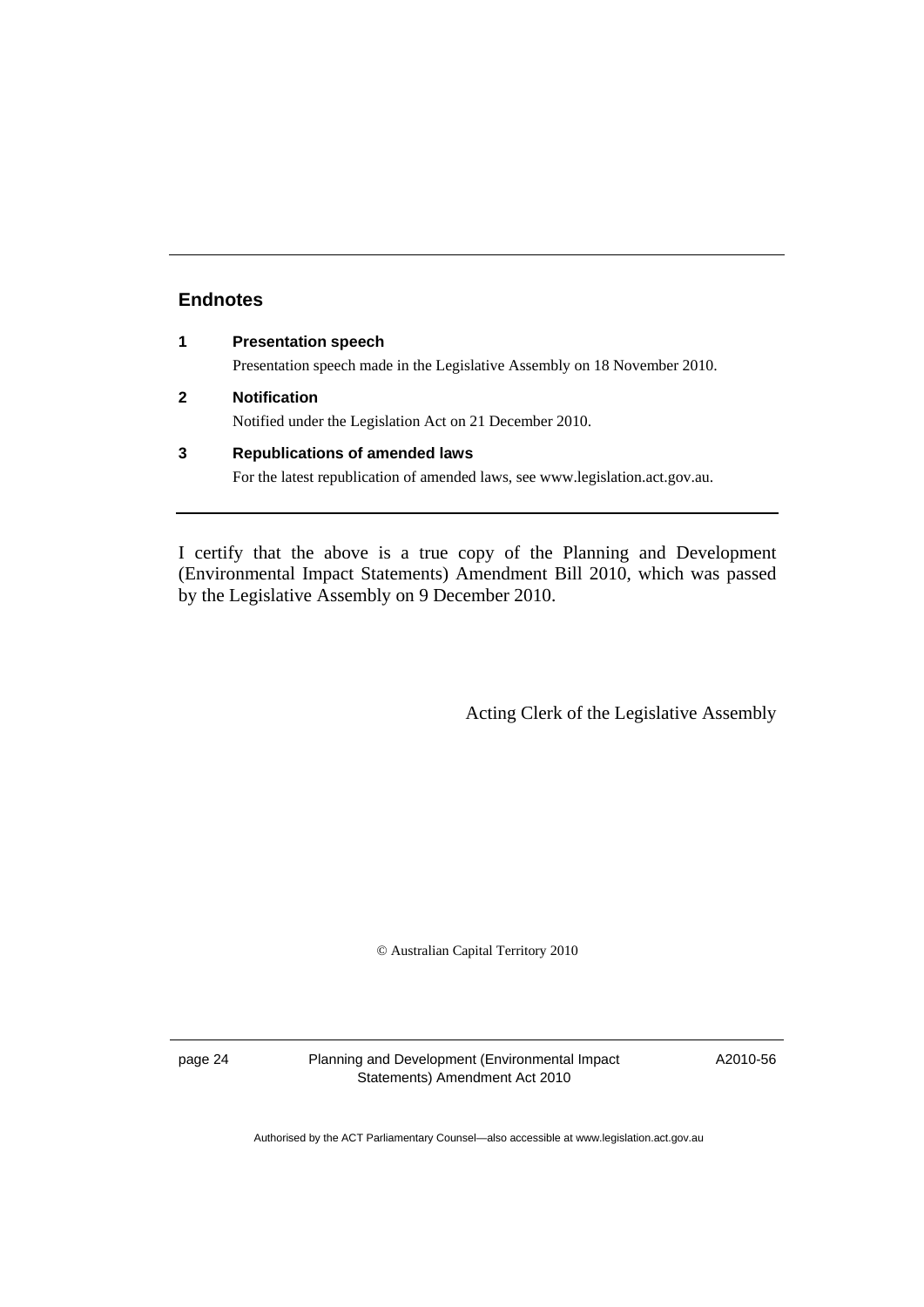## Endnotes

**1 Presentation speech**

Presentation speech made in the Legislative Assembly on 18 November 2010.

**2 Notification**

Notified under the Legislation Act on 21 December 2010.

**3 Republications of amended laws**

For the latest republication of amended laws, see www.legislation.act.gov.au.

I certify that the above is a true copy of the Planning and Development (Environmental Impact Statements) Amendment Bill 2010, which was passed by the Legislative Assembly on 9 December 2010.

Acting Clerk of the Legislative Assembly

© Australian Capital Territory 2010